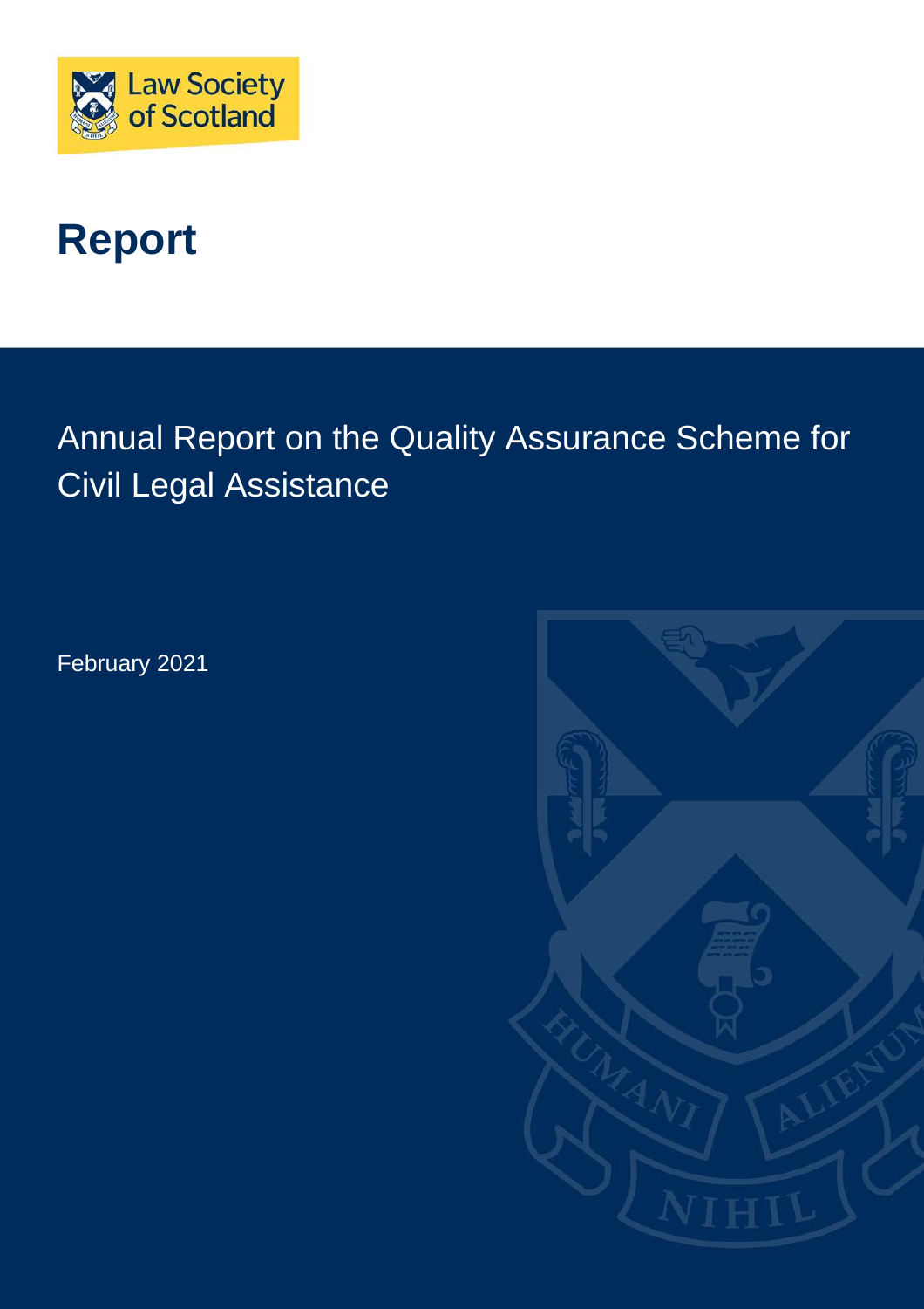Law Society of Scotland

# Report

## Annual Report on the Quality Assurance Scheme for Civil Legal Assistance

February 2021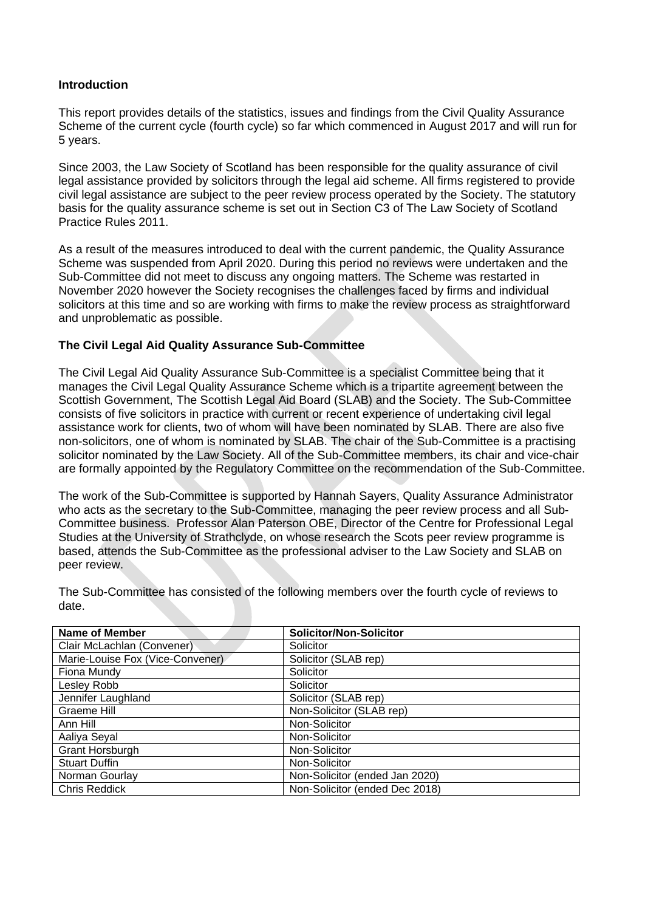**Introduction**

This report provides details of the statistics, issues and findings from the Civil Quality Assurance Scheme of the current cycle (fourth cycle) so far which commenced in August 2017 and will run for 5 years.

Since 2003, the Law Society of Scotland has been responsible for the quality assurance of civil legal assistance provided by solicitors through the legal aid scheme. All firms registered to provide civil legal assistance are subject to the peer review process operated by the Society. The statutory basis for the quality assurance scheme is set out in Section C3 of The Law Society of Scotland Practice Rules 2011.

As a result of the measures introduced to deal with the current pandemic, the Quality Assurance Scheme was suspended from April 2020. During this period no reviews were undertaken and the Sub-Committee did not meet to discuss any ongoing matters. The Scheme was restarted in November 2020 however the Society recognises the challenges faced by firms and individual solicitors at this time and so are working with firms to make the review process as straightforward and unproblematic as possible.

**The Civil Legal Aid Quality Assurance Sub-Committee**

The Civil Legal Aid Quality Assurance Sub-Committee is a specialist Committee being that it manages the Civil Legal Quality Assurance Scheme which is a tripartite agreement between the Scottish Government, The Scottish Legal Aid Board (SLAB) and the Society. The Sub-Committee consists of five solicitors in practice with current or recent experience of undertaking civil legal assistance work for clients, two of whom will have been nominated by SLAB. There are also five non-solicitors, one of whom is nominated by SLAB. The chair of the Sub-Committee is a practising solicitor nominated by the Law Society. All of the Sub-Committee members, its chair and vice-chair are formally appointed by the Regulatory Committee on the recommendation of the Sub-Committee.

The work of the Sub-Committee is supported by Hannah Sayers, Quality Assurance Administrator who acts as the secretary to the Sub-Committee, managing the peer review process and all Sub-Committee business. Professor Alan Paterson OBE, Director of the Centre for Professional Legal Studies at the University of Strathclyde, on whose research the Scots peer review programme is based, attends the Sub-Committee as the professional adviser to the Law Society and SLAB on peer review.

The Sub-Committee has consisted of the following members over the fourth cycle of reviews to date.

| Name of Member | Solicitor/Non-Solicitor |
|---|---|
| Clair McLachlan (Convener) | Solicitor |
| Marie-Louise Fox (Vice-Convener) | Solicitor (SLAB rep) |
| Fiona Mundy | Solicitor |
| Lesley Robb | Solicitor |
| Jennifer Laughland | Solicitor (SLAB rep) |
| Graeme Hill | Non-Solicitor (SLAB rep) |
| Ann Hill | Non-Solicitor |
| Aaliya Seyal | Non-Solicitor |
| Grant Horsburgh | Non-Solicitor |
| Stuart Duffin | Non-Solicitor |
| Norman Gourlay | Non-Solicitor (ended Jan 2020) |
| Chris Reddick | Non-Solicitor (ended Dec 2018) |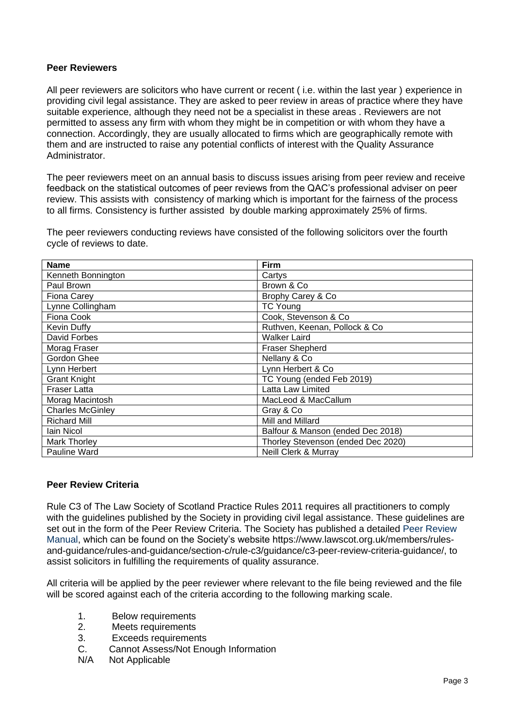**Peer Reviewers**

All peer reviewers are solicitors who have current or recent ( i.e. within the last year ) experience in providing civil legal assistance. They are asked to peer review in areas of practice where they have suitable experience, although they need not be a specialist in these areas . Reviewers are not permitted to assess any firm with whom they might be in competition or with whom they have a connection. Accordingly, they are usually allocated to firms which are geographically remote with them and are instructed to raise any potential conflicts of interest with the Quality Assurance Administrator.

The peer reviewers meet on an annual basis to discuss issues arising from peer review and receive feedback on the statistical outcomes of peer reviews from the QAC's professional adviser on peer review. This assists with consistency of marking which is important for the fairness of the process to all firms. Consistency is further assisted by double marking approximately 25% of firms.

The peer reviewers conducting reviews have consisted of the following solicitors over the fourth cycle of reviews to date.

| Name | Firm |
|---|---|
| Kenneth Bonnington | Cartys |
| Paul Brown | Brown & Co |
| Fiona Carey | Brophy Carey & Co |
| Lynne Collingham | TC Young |
| Fiona Cook | Cook, Stevenson & Co |
| Kevin Duffy | Ruthven, Keenan, Pollock & Co |
| David Forbes | Walker Laird |
| Morag Fraser | Fraser Shepherd |
| Gordon Ghee | Nellany & Co |
| Lynn Herbert | Lynn Herbert & Co |
| Grant Knight | TC Young (ended Feb 2019) |
| Fraser Latta | Latta Law Limited |
| Morag Macintosh | MacLeod & MacCallum |
| Charles McGinley | Gray & Co |
| Richard Mill | Mill and Millard |
| Iain Nicol | Balfour & Manson (ended Dec 2018) |
| Mark Thorley | Thorley Stevenson (ended Dec 2020) |
| Pauline Ward | Neill Clerk & Murray |

**Peer Review Criteria**

Rule C3 of The Law Society of Scotland Practice Rules 2011 requires all practitioners to comply with the guidelines published by the Society in providing civil legal assistance. These guidelines are set out in the form of the Peer Review Criteria. The Society has published a detailed Peer Review Manual, which can be found on the Society's website https://www.lawscot.org.uk/members/rules-and-guidance/rules-and-guidance/section-c/rule-c3/guidance/c3-peer-review-criteria-guidance/, to assist solicitors in fulfilling the requirements of quality assurance.

All criteria will be applied by the peer reviewer where relevant to the file being reviewed and the file will be scored against each of the criteria according to the following marking scale.

1. Below requirements
2. Meets requirements
3. Exceeds requirements

C. Cannot Assess/Not Enough Information

N/A Not Applicable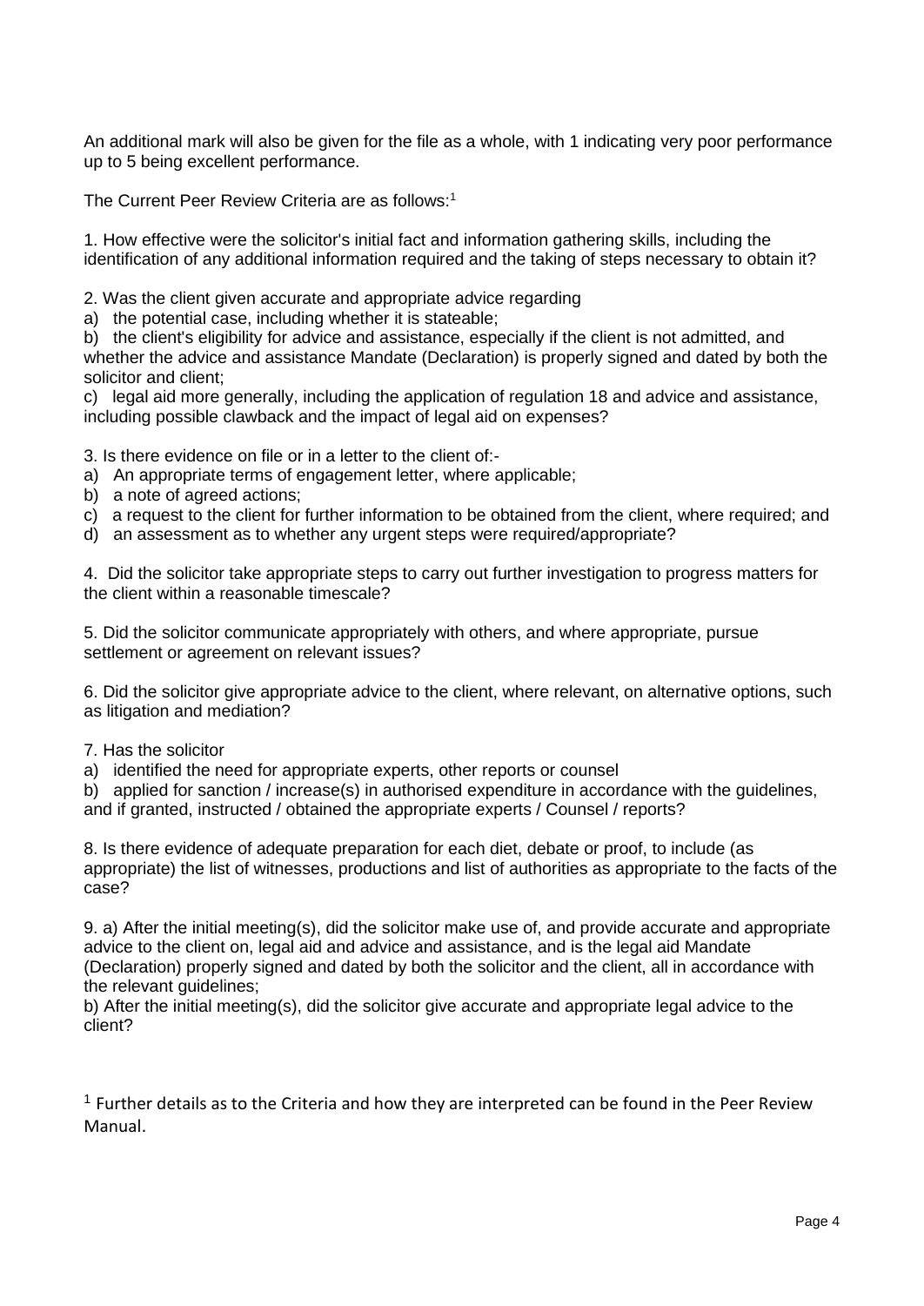An additional mark will also be given for the file as a whole, with 1 indicating very poor performance up to 5 being excellent performance.

The Current Peer Review Criteria are as follows:[1]

1. How effective were the solicitor's initial fact and information gathering skills, including the identification of any additional information required and the taking of steps necessary to obtain it?

2. Was the client given accurate and appropriate advice regarding

a) the potential case, including whether it is stateable;
b) the client's eligibility for advice and assistance, especially if the client is not admitted, and whether the advice and assistance Mandate (Declaration) is properly signed and dated by both the solicitor and client;
c) legal aid more generally, including the application of regulation 18 and advice and assistance, including possible clawback and the impact of legal aid on expenses?

3. Is there evidence on file or in a letter to the client of:-

a) An appropriate terms of engagement letter, where applicable;
b) a note of agreed actions;
c) a request to the client for further information to be obtained from the client, where required; and
d) an assessment as to whether any urgent steps were required/appropriate?

4. Did the solicitor take appropriate steps to carry out further investigation to progress matters for the client within a reasonable timescale?

5. Did the solicitor communicate appropriately with others, and where appropriate, pursue settlement or agreement on relevant issues?

6. Did the solicitor give appropriate advice to the client, where relevant, on alternative options, such as litigation and mediation?

7. Has the solicitor

a) identified the need for appropriate experts, other reports or counsel
b) applied for sanction / increase(s) in authorised expenditure in accordance with the guidelines, and if granted, instructed / obtained the appropriate experts / Counsel / reports?

8. Is there evidence of adequate preparation for each diet, debate or proof, to include (as appropriate) the list of witnesses, productions and list of authorities as appropriate to the facts of the case?

9. a) After the initial meeting(s), did the solicitor make use of, and provide accurate and appropriate advice to the client on, legal aid and advice and assistance, and is the legal aid Mandate (Declaration) properly signed and dated by both the solicitor and the client, all in accordance with the relevant guidelines;

b) After the initial meeting(s), did the solicitor give accurate and appropriate legal advice to the client?

[1] Further details as to the Criteria and how they are interpreted can be found in the Peer Review Manual.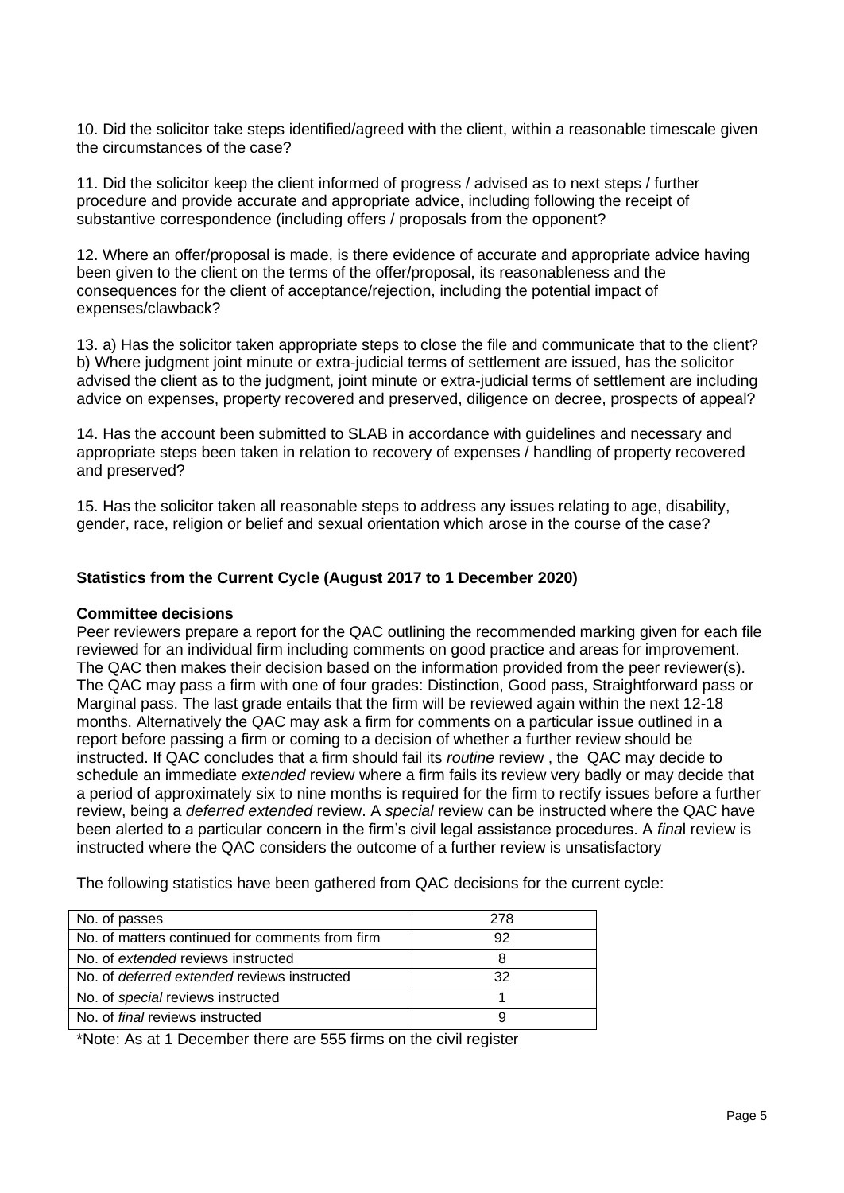10. Did the solicitor take steps identified/agreed with the client, within a reasonable timescale given the circumstances of the case?

11. Did the solicitor keep the client informed of progress / advised as to next steps / further procedure and provide accurate and appropriate advice, including following the receipt of substantive correspondence (including offers / proposals from the opponent?

12. Where an offer/proposal is made, is there evidence of accurate and appropriate advice having been given to the client on the terms of the offer/proposal, its reasonableness and the consequences for the client of acceptance/rejection, including the potential impact of expenses/clawback?

13. a) Has the solicitor taken appropriate steps to close the file and communicate that to the client?
b) Where judgment joint minute or extra-judicial terms of settlement are issued, has the solicitor advised the client as to the judgment, joint minute or extra-judicial terms of settlement are including advice on expenses, property recovered and preserved, diligence on decree, prospects of appeal?

14. Has the account been submitted to SLAB in accordance with guidelines and necessary and appropriate steps been taken in relation to recovery of expenses / handling of property recovered and preserved?

15. Has the solicitor taken all reasonable steps to address any issues relating to age, disability, gender, race, religion or belief and sexual orientation which arose in the course of the case?

**Statistics from the Current Cycle (August 2017 to 1 December 2020)**

**Committee decisions**

Peer reviewers prepare a report for the QAC outlining the recommended marking given for each file reviewed for an individual firm including comments on good practice and areas for improvement. The QAC then makes their decision based on the information provided from the peer reviewer(s). The QAC may pass a firm with one of four grades: Distinction, Good pass, Straightforward pass or Marginal pass. The last grade entails that the firm will be reviewed again within the next 12-18 months. Alternatively the QAC may ask a firm for comments on a particular issue outlined in a report before passing a firm or coming to a decision of whether a further review should be instructed. If QAC concludes that a firm should fail its *routine* review , the QAC may decide to schedule an immediate *extended* review where a firm fails its review very badly or may decide that a period of approximately six to nine months is required for the firm to rectify issues before a further review, being a *deferred extended* review. A *special* review can be instructed where the QAC have been alerted to a particular concern in the firm's civil legal assistance procedures. A *fina*l review is instructed where the QAC considers the outcome of a further review is unsatisfactory

The following statistics have been gathered from QAC decisions for the current cycle:

| | |
|---|---|
| No. of passes | 278 |
| No. of matters continued for comments from firm | 92 |
| No. of *extended* reviews instructed | 8 |
| No. of *deferred extended* reviews instructed | 32 |
| No. of *special* reviews instructed | 1 |
| No. of *final* reviews instructed | 9 |

*Note: As at 1 December there are 555 firms on the civil register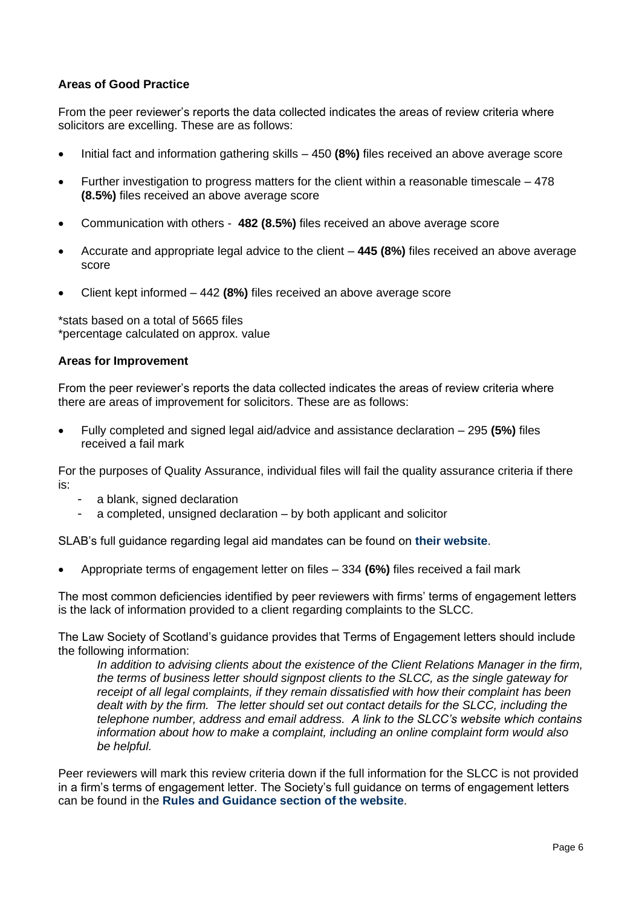### Areas of Good Practice

From the peer reviewer's reports the data collected indicates the areas of review criteria where solicitors are excelling. These are as follows:

- Initial fact and information gathering skills – 450 **(8%)** files received an above average score
- Further investigation to progress matters for the client within a reasonable timescale – 478 **(8.5%)** files received an above average score
- Communication with others - **482 (8.5%)** files received an above average score
- Accurate and appropriate legal advice to the client – **445 (8%)** files received an above average score
- Client kept informed – 442 **(8%)** files received an above average score

*stats based on a total of 5665 files
*percentage calculated on approx. value

### Areas for Improvement

From the peer reviewer's reports the data collected indicates the areas of review criteria where there are areas of improvement for solicitors. These are as follows:

- Fully completed and signed legal aid/advice and assistance declaration – 295 **(5%)** files received a fail mark

For the purposes of Quality Assurance, individual files will fail the quality assurance criteria if there is:

- a blank, signed declaration
- a completed, unsigned declaration – by both applicant and solicitor

SLAB's full guidance regarding legal aid mandates can be found on **their website**.

- Appropriate terms of engagement letter on files – 334 **(6%)** files received a fail mark

The most common deficiencies identified by peer reviewers with firms' terms of engagement letters is the lack of information provided to a client regarding complaints to the SLCC.

The Law Society of Scotland's guidance provides that Terms of Engagement letters should include the following information:

> *In addition to advising clients about the existence of the Client Relations Manager in the firm, the terms of business letter should signpost clients to the SLCC, as the single gateway for receipt of all legal complaints, if they remain dissatisfied with how their complaint has been dealt with by the firm. The letter should set out contact details for the SLCC, including the telephone number, address and email address. A link to the SLCC's website which contains information about how to make a complaint, including an online complaint form would also be helpful.*

Peer reviewers will mark this review criteria down if the full information for the SLCC is not provided in a firm's terms of engagement letter. The Society's full guidance on terms of engagement letters can be found in the **Rules and Guidance section of the website**.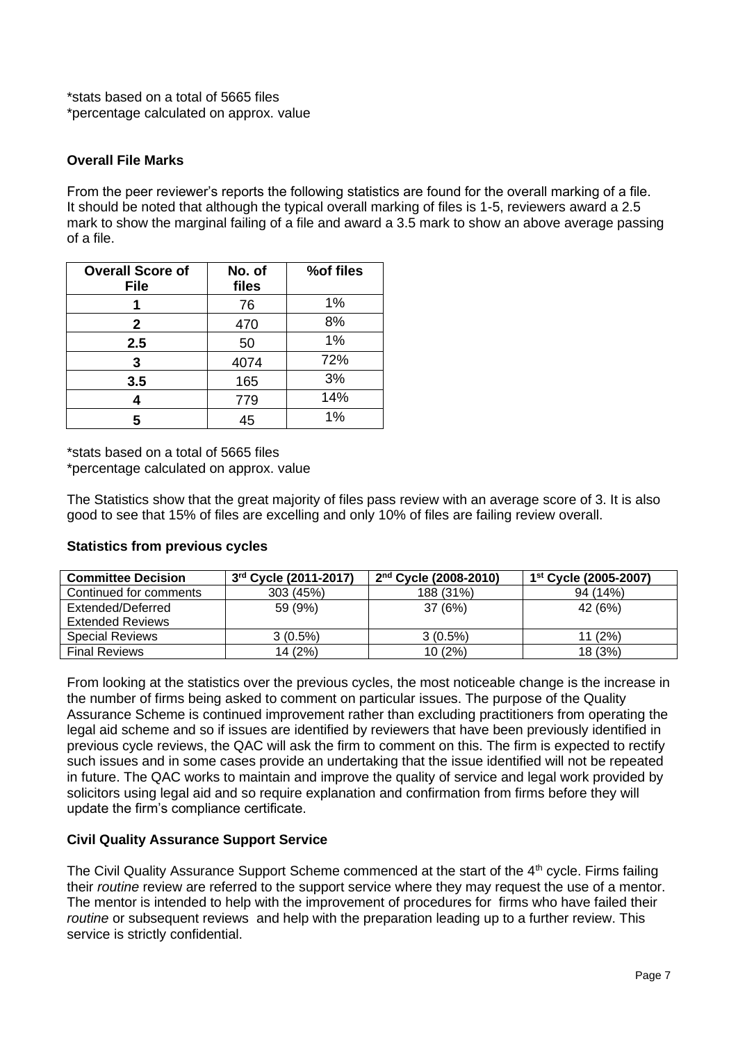*stats based on a total of 5665 files
*percentage calculated on approx. value

### Overall File Marks

From the peer reviewer's reports the following statistics are found for the overall marking of a file. It should be noted that although the typical overall marking of files is 1-5, reviewers award a 2.5 mark to show the marginal failing of a file and award a 3.5 mark to show an above average passing of a file.

| Overall Score of File | No. of files | %of files |
|---|---|---|
| **1** | 76 | 1% |
| **2** | 470 | 8% |
| **2.5** | 50 | 1% |
| **3** | 4074 | 72% |
| **3.5** | 165 | 3% |
| **4** | 779 | 14% |
| **5** | 45 | 1% |

*stats based on a total of 5665 files
*percentage calculated on approx. value

The Statistics show that the great majority of files pass review with an average score of 3. It is also good to see that 15% of files are excelling and only 10% of files are failing review overall.

### Statistics from previous cycles

| Committee Decision | 3rd Cycle (2011-2017) | 2nd Cycle (2008-2010) | 1st Cycle (2005-2007) |
|---|---|---|---|
| Continued for comments | 303 (45%) | 188 (31%) | 94 (14%) |
| Extended/Deferred Extended Reviews | 59 (9%) | 37 (6%) | 42 (6%) |
| Special Reviews | 3 (0.5%) | 3 (0.5%) | 11 (2%) |
| Final Reviews | 14 (2%) | 10 (2%) | 18 (3%) |

From looking at the statistics over the previous cycles, the most noticeable change is the increase in the number of firms being asked to comment on particular issues. The purpose of the Quality Assurance Scheme is continued improvement rather than excluding practitioners from operating the legal aid scheme and so if issues are identified by reviewers that have been previously identified in previous cycle reviews, the QAC will ask the firm to comment on this. The firm is expected to rectify such issues and in some cases provide an undertaking that the issue identified will not be repeated in future. The QAC works to maintain and improve the quality of service and legal work provided by solicitors using legal aid and so require explanation and confirmation from firms before they will update the firm's compliance certificate.

### Civil Quality Assurance Support Service

The Civil Quality Assurance Support Scheme commenced at the start of the 4th cycle. Firms failing their *routine* review are referred to the support service where they may request the use of a mentor. The mentor is intended to help with the improvement of procedures for firms who have failed their *routine* or subsequent reviews and help with the preparation leading up to a further review. This service is strictly confidential.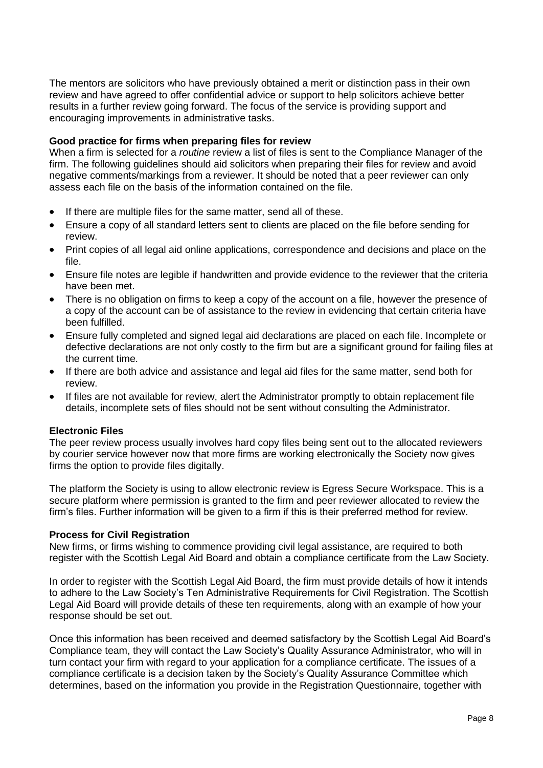The mentors are solicitors who have previously obtained a merit or distinction pass in their own review and have agreed to offer confidential advice or support to help solicitors achieve better results in a further review going forward. The focus of the service is providing support and encouraging improvements in administrative tasks.

**Good practice for firms when preparing files for review**

When a firm is selected for a *routine* review a list of files is sent to the Compliance Manager of the firm. The following guidelines should aid solicitors when preparing their files for review and avoid negative comments/markings from a reviewer. It should be noted that a peer reviewer can only assess each file on the basis of the information contained on the file.

- If there are multiple files for the same matter, send all of these.
- Ensure a copy of all standard letters sent to clients are placed on the file before sending for review.
- Print copies of all legal aid online applications, correspondence and decisions and place on the file.
- Ensure file notes are legible if handwritten and provide evidence to the reviewer that the criteria have been met.
- There is no obligation on firms to keep a copy of the account on a file, however the presence of a copy of the account can be of assistance to the review in evidencing that certain criteria have been fulfilled.
- Ensure fully completed and signed legal aid declarations are placed on each file. Incomplete or defective declarations are not only costly to the firm but are a significant ground for failing files at the current time.
- If there are both advice and assistance and legal aid files for the same matter, send both for review.
- If files are not available for review, alert the Administrator promptly to obtain replacement file details, incomplete sets of files should not be sent without consulting the Administrator.

**Electronic Files**

The peer review process usually involves hard copy files being sent out to the allocated reviewers by courier service however now that more firms are working electronically the Society now gives firms the option to provide files digitally.

The platform the Society is using to allow electronic review is Egress Secure Workspace. This is a secure platform where permission is granted to the firm and peer reviewer allocated to review the firm's files. Further information will be given to a firm if this is their preferred method for review.

**Process for Civil Registration**

New firms, or firms wishing to commence providing civil legal assistance, are required to both register with the Scottish Legal Aid Board and obtain a compliance certificate from the Law Society.

In order to register with the Scottish Legal Aid Board, the firm must provide details of how it intends to adhere to the Law Society's Ten Administrative Requirements for Civil Registration. The Scottish Legal Aid Board will provide details of these ten requirements, along with an example of how your response should be set out.

Once this information has been received and deemed satisfactory by the Scottish Legal Aid Board's Compliance team, they will contact the Law Society's Quality Assurance Administrator, who will in turn contact your firm with regard to your application for a compliance certificate. The issues of a compliance certificate is a decision taken by the Society's Quality Assurance Committee which determines, based on the information you provide in the Registration Questionnaire, together with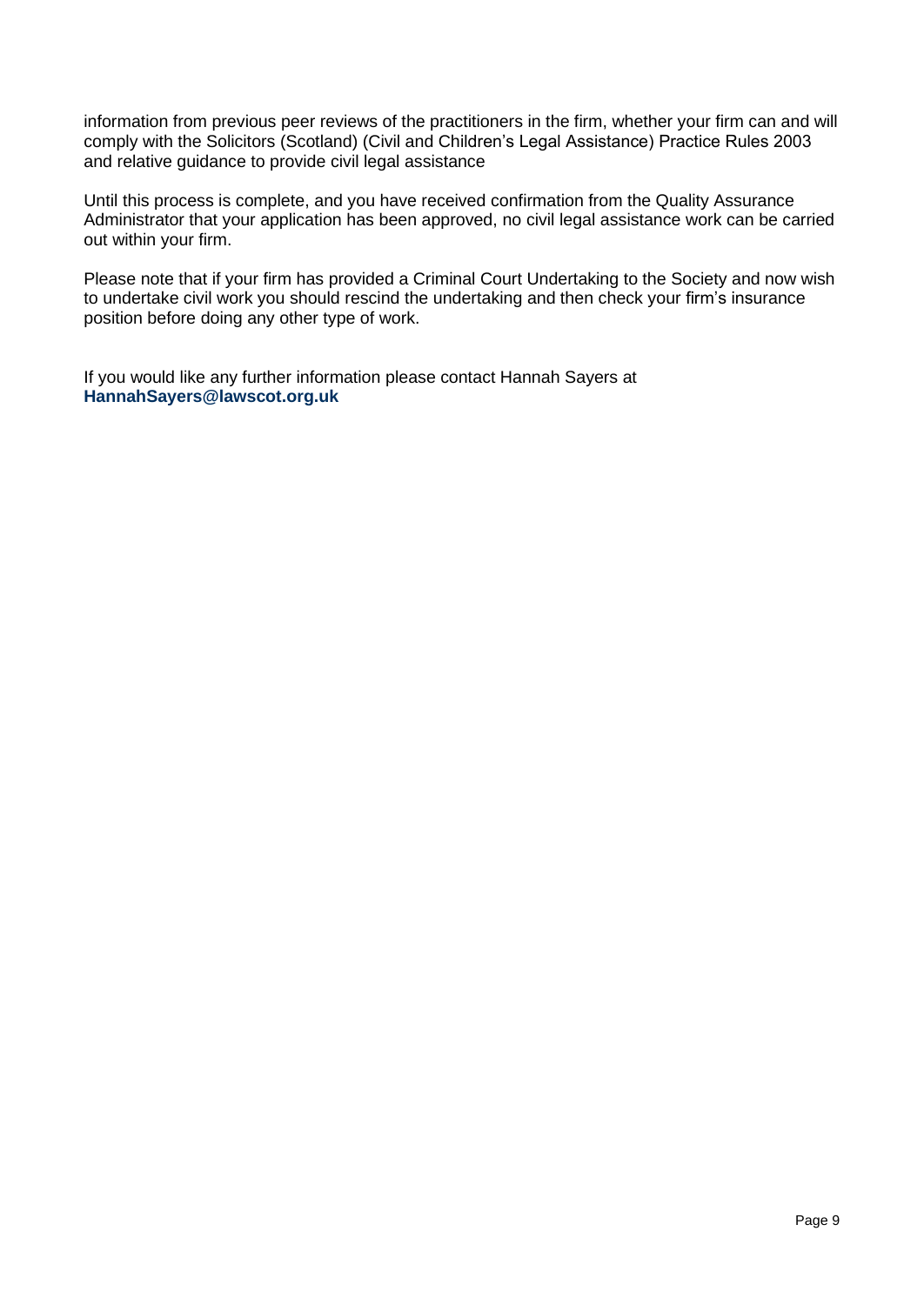information from previous peer reviews of the practitioners in the firm, whether your firm can and will comply with the Solicitors (Scotland) (Civil and Children's Legal Assistance) Practice Rules 2003 and relative guidance to provide civil legal assistance

Until this process is complete, and you have received confirmation from the Quality Assurance Administrator that your application has been approved, no civil legal assistance work can be carried out within your firm.

Please note that if your firm has provided a Criminal Court Undertaking to the Society and now wish to undertake civil work you should rescind the undertaking and then check your firm's insurance position before doing any other type of work.

If you would like any further information please contact Hannah Sayers at **HannahSayers@lawscot.org.uk**